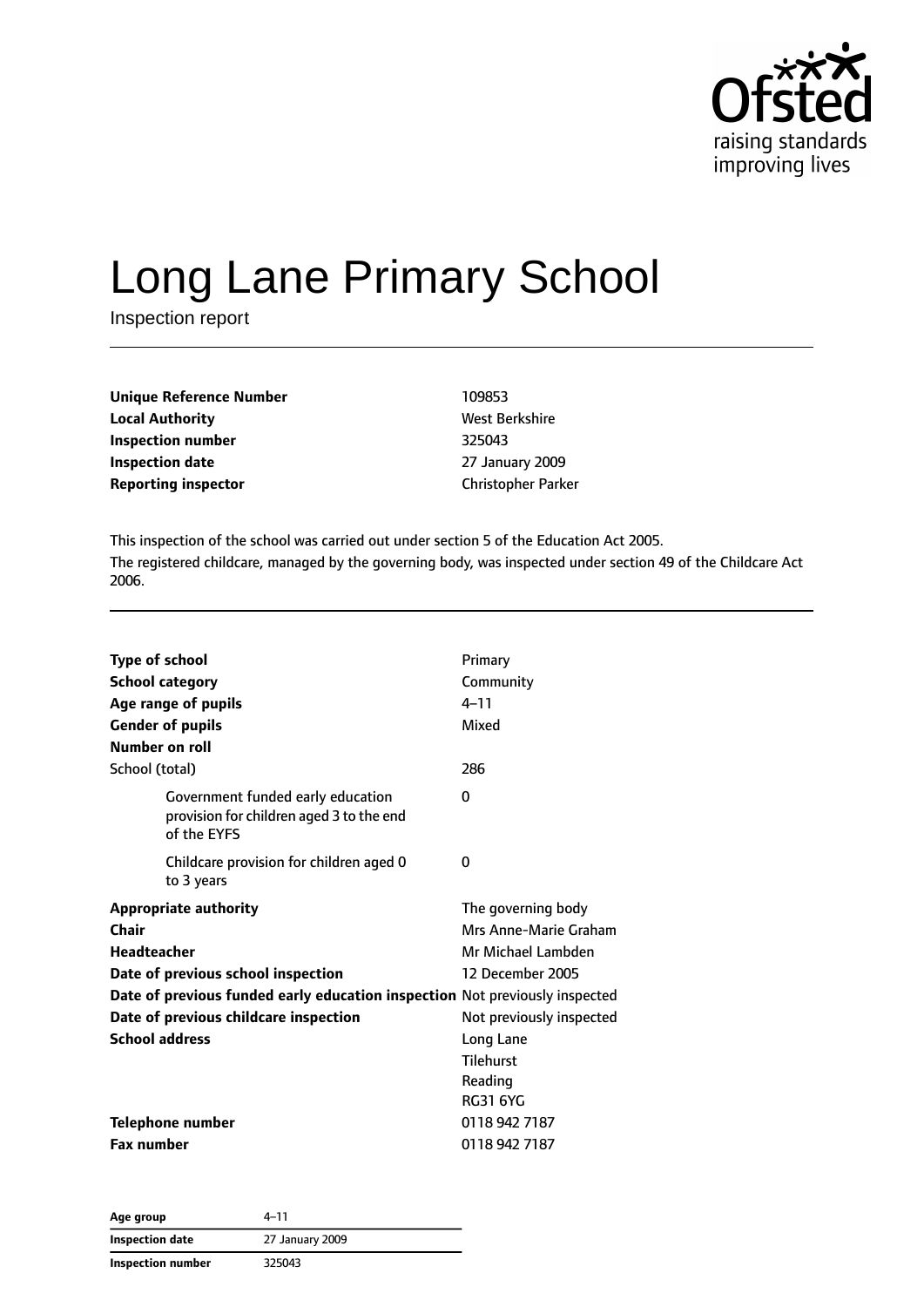# Long Lane Primary School

Inspection report

| | |
|---|---|
| **Unique Reference Number** | 109853 |
| **Local Authority** | West Berkshire |
| **Inspection number** | 325043 |
| **Inspection date** | 27 January 2009 |
| **Reporting inspector** | Christopher Parker |

This inspection of the school was carried out under section 5 of the Education Act 2005.

The registered childcare, managed by the governing body, was inspected under section 49 of the Childcare Act 2006.

| | |
|---|---|
| **Type of school** | Primary |
| **School category** | Community |
| **Age range of pupils** | 4–11 |
| **Gender of pupils** | Mixed |
| **Number on roll** | |
| School (total) | 286 |
| Government funded early education provision for children aged 3 to the end of the EYFS | 0 |
| Childcare provision for children aged 0 to 3 years | 0 |
| **Appropriate authority** | The governing body |
| **Chair** | Mrs Anne-Marie Graham |
| **Headteacher** | Mr Michael Lambden |
| **Date of previous school inspection** | 12 December 2005 |
| **Date of previous funded early education inspection** | Not previously inspected |
| **Date of previous childcare inspection** | Not previously inspected |
| **School address** | Long Lane<br>Tilehurst<br>Reading<br>RG31 6YG |
| **Telephone number** | 0118 942 7187 |
| **Fax number** | 0118 942 7187 |

| | |
|---|---|
| **Age group** | 4–11 |
| **Inspection date** | 27 January 2009 |
| **Inspection number** | 325043 |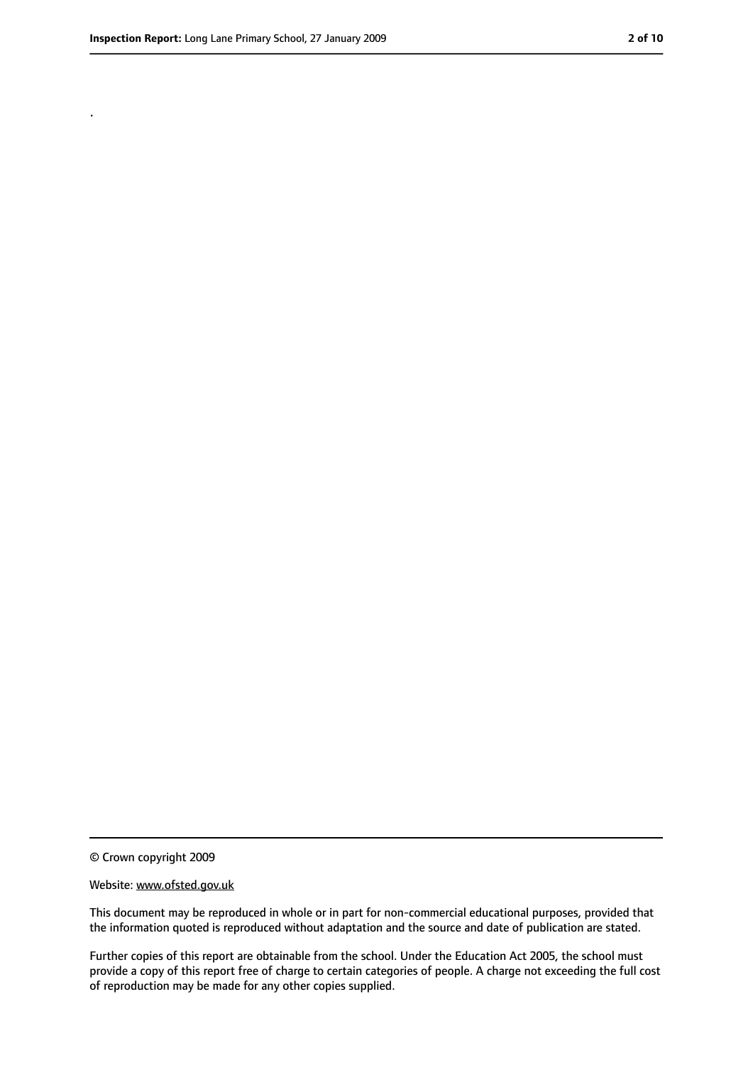.

© Crown copyright 2009

Website: www.ofsted.gov.uk

This document may be reproduced in whole or in part for non-commercial educational purposes, provided that the information quoted is reproduced without adaptation and the source and date of publication are stated.

Further copies of this report are obtainable from the school. Under the Education Act 2005, the school must provide a copy of this report free of charge to certain categories of people. A charge not exceeding the full cost of reproduction may be made for any other copies supplied.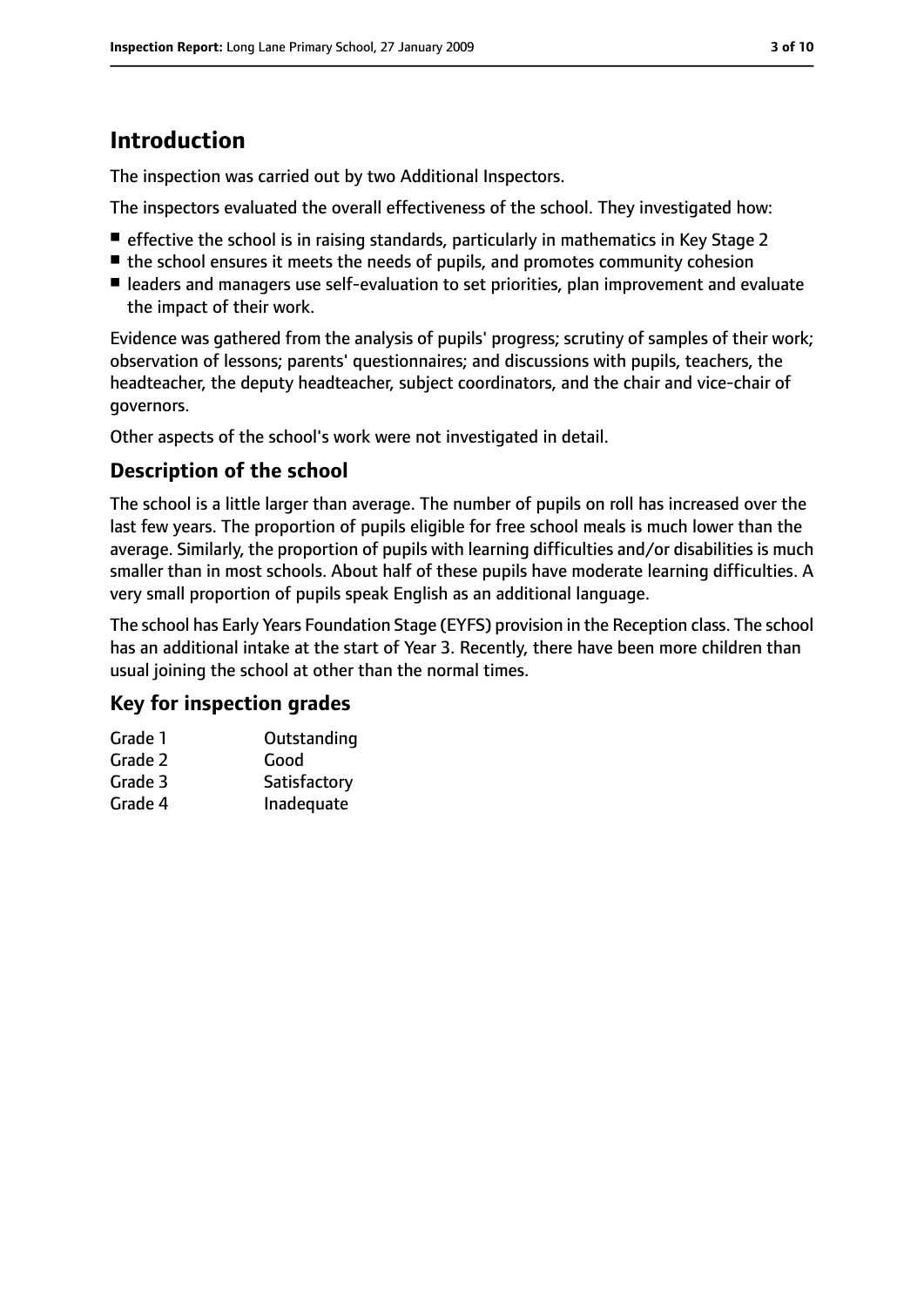## Introduction

The inspection was carried out by two Additional Inspectors.

The inspectors evaluated the overall effectiveness of the school. They investigated how:

- effective the school is in raising standards, particularly in mathematics in Key Stage 2
- the school ensures it meets the needs of pupils, and promotes community cohesion
- leaders and managers use self-evaluation to set priorities, plan improvement and evaluate the impact of their work.

Evidence was gathered from the analysis of pupils' progress; scrutiny of samples of their work; observation of lessons; parents' questionnaires; and discussions with pupils, teachers, the headteacher, the deputy headteacher, subject coordinators, and the chair and vice-chair of governors.

Other aspects of the school's work were not investigated in detail.

### Description of the school

The school is a little larger than average. The number of pupils on roll has increased over the last few years. The proportion of pupils eligible for free school meals is much lower than the average. Similarly, the proportion of pupils with learning difficulties and/or disabilities is much smaller than in most schools. About half of these pupils have moderate learning difficulties. A very small proportion of pupils speak English as an additional language.

The school has Early Years Foundation Stage (EYFS) provision in the Reception class. The school has an additional intake at the start of Year 3. Recently, there have been more children than usual joining the school at other than the normal times.

### Key for inspection grades

| | |
|---|---|
| Grade 1 | Outstanding |
| Grade 2 | Good |
| Grade 3 | Satisfactory |
| Grade 4 | Inadequate |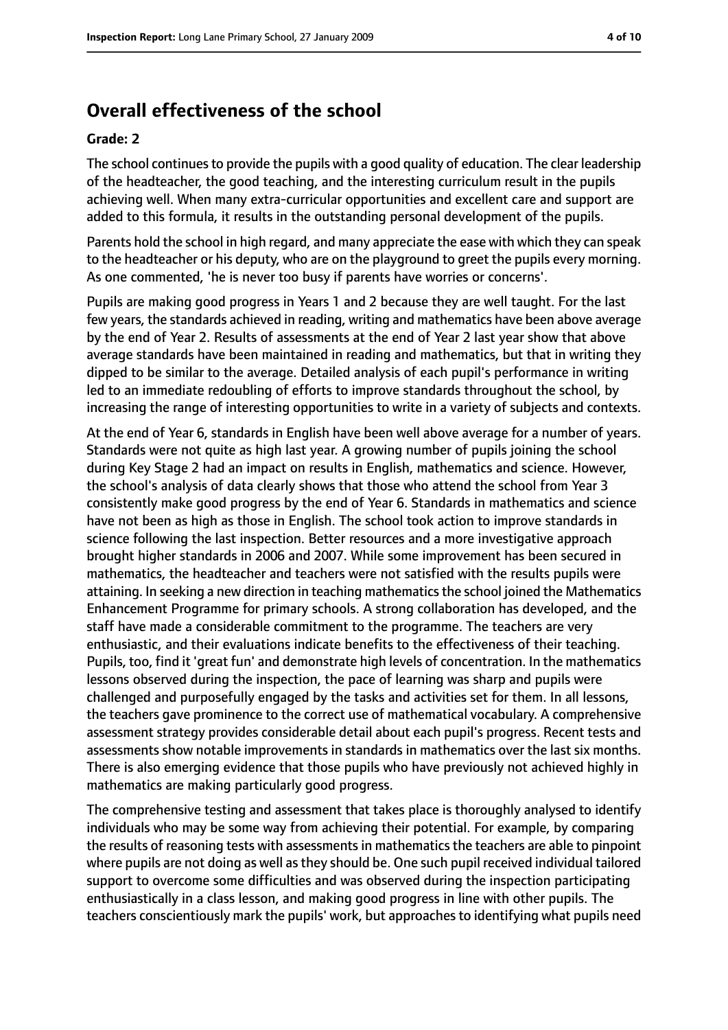## Overall effectiveness of the school

### Grade: 2

The school continues to provide the pupils with a good quality of education. The clear leadership of the headteacher, the good teaching, and the interesting curriculum result in the pupils achieving well. When many extra-curricular opportunities and excellent care and support are added to this formula, it results in the outstanding personal development of the pupils.

Parents hold the school in high regard, and many appreciate the ease with which they can speak to the headteacher or his deputy, who are on the playground to greet the pupils every morning. As one commented, 'he is never too busy if parents have worries or concerns'.

Pupils are making good progress in Years 1 and 2 because they are well taught. For the last few years, the standards achieved in reading, writing and mathematics have been above average by the end of Year 2. Results of assessments at the end of Year 2 last year show that above average standards have been maintained in reading and mathematics, but that in writing they dipped to be similar to the average. Detailed analysis of each pupil's performance in writing led to an immediate redoubling of efforts to improve standards throughout the school, by increasing the range of interesting opportunities to write in a variety of subjects and contexts.

At the end of Year 6, standards in English have been well above average for a number of years. Standards were not quite as high last year. A growing number of pupils joining the school during Key Stage 2 had an impact on results in English, mathematics and science. However, the school's analysis of data clearly shows that those who attend the school from Year 3 consistently make good progress by the end of Year 6. Standards in mathematics and science have not been as high as those in English. The school took action to improve standards in science following the last inspection. Better resources and a more investigative approach brought higher standards in 2006 and 2007. While some improvement has been secured in mathematics, the headteacher and teachers were not satisfied with the results pupils were attaining. In seeking a new direction in teaching mathematics the school joined the Mathematics Enhancement Programme for primary schools. A strong collaboration has developed, and the staff have made a considerable commitment to the programme. The teachers are very enthusiastic, and their evaluations indicate benefits to the effectiveness of their teaching. Pupils, too, find it 'great fun' and demonstrate high levels of concentration. In the mathematics lessons observed during the inspection, the pace of learning was sharp and pupils were challenged and purposefully engaged by the tasks and activities set for them. In all lessons, the teachers gave prominence to the correct use of mathematical vocabulary. A comprehensive assessment strategy provides considerable detail about each pupil's progress. Recent tests and assessments show notable improvements in standards in mathematics over the last six months. There is also emerging evidence that those pupils who have previously not achieved highly in mathematics are making particularly good progress.

The comprehensive testing and assessment that takes place is thoroughly analysed to identify individuals who may be some way from achieving their potential. For example, by comparing the results of reasoning tests with assessments in mathematics the teachers are able to pinpoint where pupils are not doing as well as they should be. One such pupil received individual tailored support to overcome some difficulties and was observed during the inspection participating enthusiastically in a class lesson, and making good progress in line with other pupils. The teachers conscientiously mark the pupils' work, but approaches to identifying what pupils need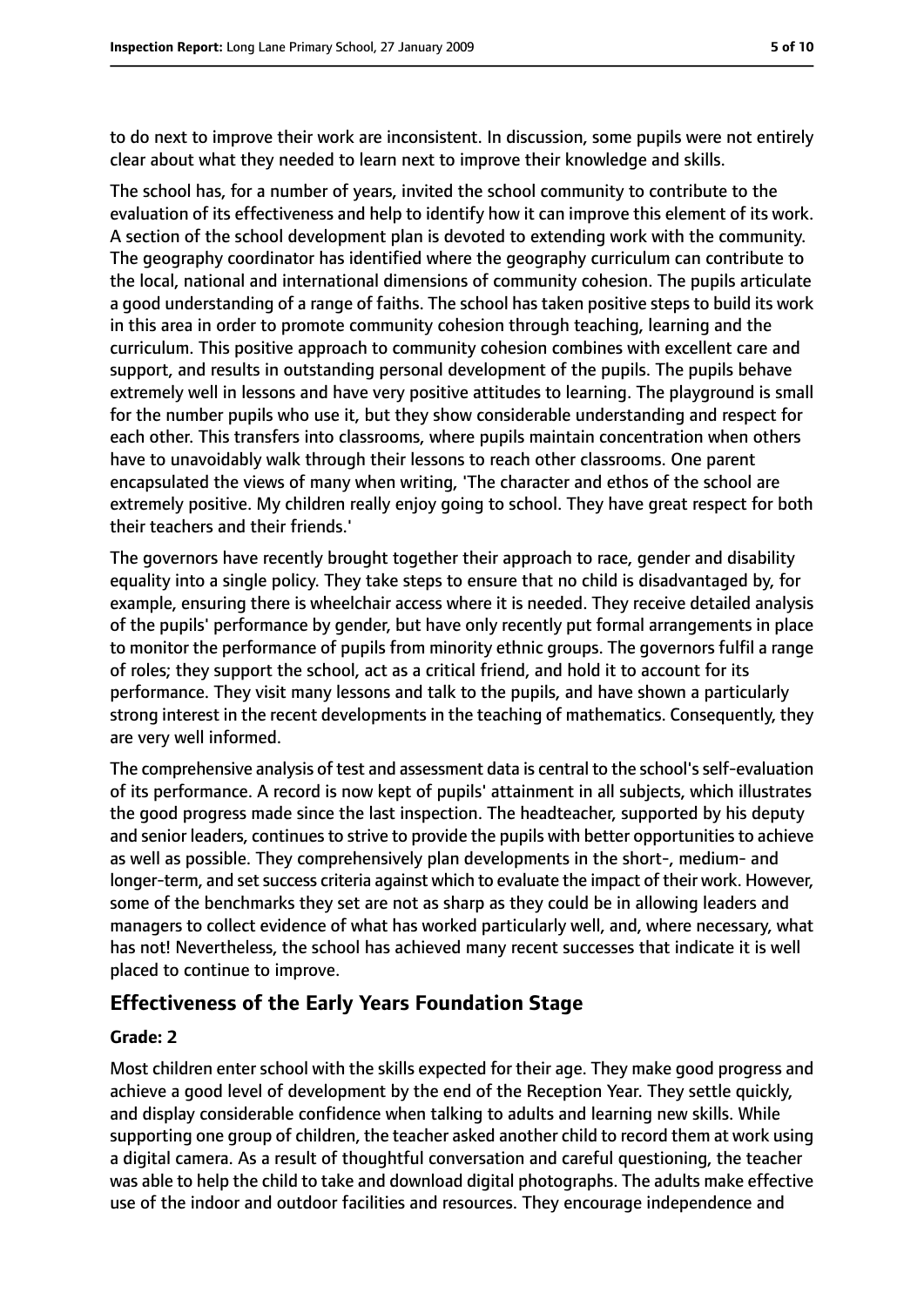to do next to improve their work are inconsistent. In discussion, some pupils were not entirely clear about what they needed to learn next to improve their knowledge and skills.

The school has, for a number of years, invited the school community to contribute to the evaluation of its effectiveness and help to identify how it can improve this element of its work. A section of the school development plan is devoted to extending work with the community. The geography coordinator has identified where the geography curriculum can contribute to the local, national and international dimensions of community cohesion. The pupils articulate a good understanding of a range of faiths. The school has taken positive steps to build its work in this area in order to promote community cohesion through teaching, learning and the curriculum. This positive approach to community cohesion combines with excellent care and support, and results in outstanding personal development of the pupils. The pupils behave extremely well in lessons and have very positive attitudes to learning. The playground is small for the number pupils who use it, but they show considerable understanding and respect for each other. This transfers into classrooms, where pupils maintain concentration when others have to unavoidably walk through their lessons to reach other classrooms. One parent encapsulated the views of many when writing, 'The character and ethos of the school are extremely positive. My children really enjoy going to school. They have great respect for both their teachers and their friends.'

The governors have recently brought together their approach to race, gender and disability equality into a single policy. They take steps to ensure that no child is disadvantaged by, for example, ensuring there is wheelchair access where it is needed. They receive detailed analysis of the pupils' performance by gender, but have only recently put formal arrangements in place to monitor the performance of pupils from minority ethnic groups. The governors fulfil a range of roles; they support the school, act as a critical friend, and hold it to account for its performance. They visit many lessons and talk to the pupils, and have shown a particularly strong interest in the recent developments in the teaching of mathematics. Consequently, they are very well informed.

The comprehensive analysis of test and assessment data is central to the school's self-evaluation of its performance. A record is now kept of pupils' attainment in all subjects, which illustrates the good progress made since the last inspection. The headteacher, supported by his deputy and senior leaders, continues to strive to provide the pupils with better opportunities to achieve as well as possible. They comprehensively plan developments in the short-, medium- and longer-term, and set success criteria against which to evaluate the impact of their work. However, some of the benchmarks they set are not as sharp as they could be in allowing leaders and managers to collect evidence of what has worked particularly well, and, where necessary, what has not! Nevertheless, the school has achieved many recent successes that indicate it is well placed to continue to improve.

## Effectiveness of the Early Years Foundation Stage

**Grade: 2**

Most children enter school with the skills expected for their age. They make good progress and achieve a good level of development by the end of the Reception Year. They settle quickly, and display considerable confidence when talking to adults and learning new skills. While supporting one group of children, the teacher asked another child to record them at work using a digital camera. As a result of thoughtful conversation and careful questioning, the teacher was able to help the child to take and download digital photographs. The adults make effective use of the indoor and outdoor facilities and resources. They encourage independence and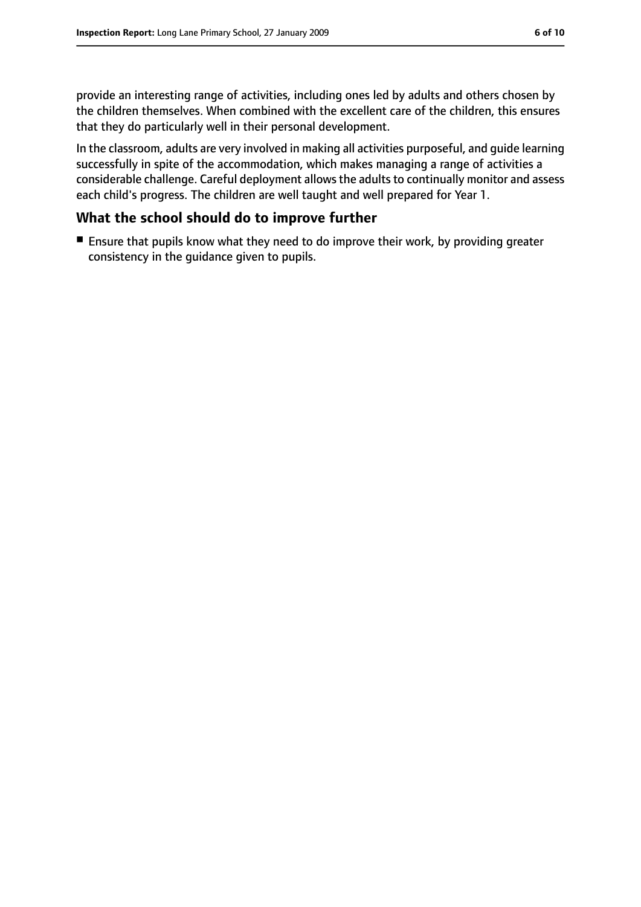provide an interesting range of activities, including ones led by adults and others chosen by the children themselves. When combined with the excellent care of the children, this ensures that they do particularly well in their personal development.

In the classroom, adults are very involved in making all activities purposeful, and guide learning successfully in spite of the accommodation, which makes managing a range of activities a considerable challenge. Careful deployment allows the adults to continually monitor and assess each child's progress. The children are well taught and well prepared for Year 1.

## What the school should do to improve further

- Ensure that pupils know what they need to do improve their work, by providing greater consistency in the guidance given to pupils.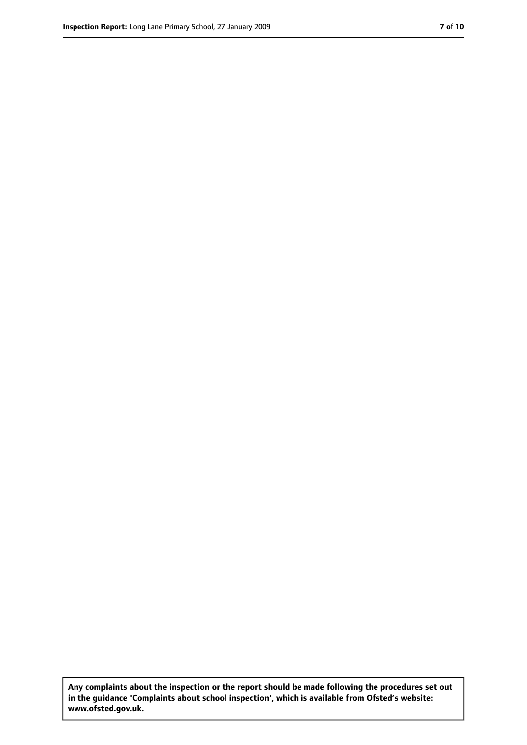**Any complaints about the inspection or the report should be made following the procedures set out in the guidance 'Complaints about school inspection', which is available from Ofsted's website: www.ofsted.gov.uk.**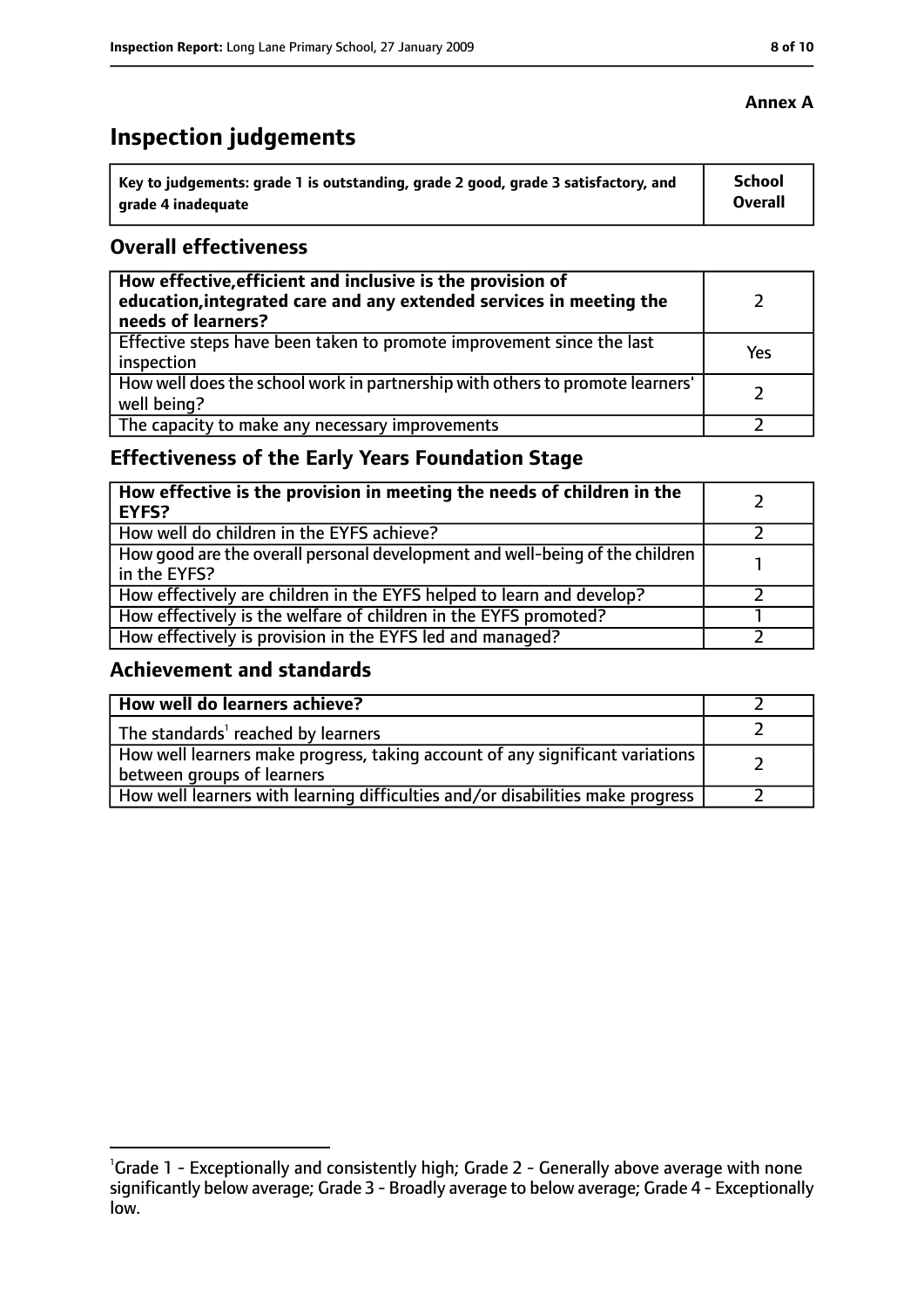**Annex A**

# Inspection judgements

| Key to judgements: grade 1 is outstanding, grade 2 good, grade 3 satisfactory, and grade 4 inadequate | School Overall |
| --- | --- |

## Overall effectiveness

| | |
| --- | --- |
| **How effective, efficient and inclusive is the provision of education, integrated care and any extended services in meeting the needs of learners?** | 2 |
| Effective steps have been taken to promote improvement since the last inspection | Yes |
| How well does the school work in partnership with others to promote learners' well being? | 2 |
| The capacity to make any necessary improvements | 2 |

## Effectiveness of the Early Years Foundation Stage

| | |
| --- | --- |
| **How effective is the provision in meeting the needs of children in the EYFS?** | 2 |
| How well do children in the EYFS achieve? | 2 |
| How good are the overall personal development and well-being of the children in the EYFS? | 1 |
| How effectively are children in the EYFS helped to learn and develop? | 2 |
| How effectively is the welfare of children in the EYFS promoted? | 1 |
| How effectively is provision in the EYFS led and managed? | 2 |

## Achievement and standards

| | |
| --- | --- |
| **How well do learners achieve?** | 2 |
| The standards[1] reached by learners | 2 |
| How well learners make progress, taking account of any significant variations between groups of learners | 2 |
| How well learners with learning difficulties and/or disabilities make progress | 2 |

[1]Grade 1 - Exceptionally and consistently high; Grade 2 - Generally above average with none significantly below average; Grade 3 - Broadly average to below average; Grade 4 - Exceptionally low.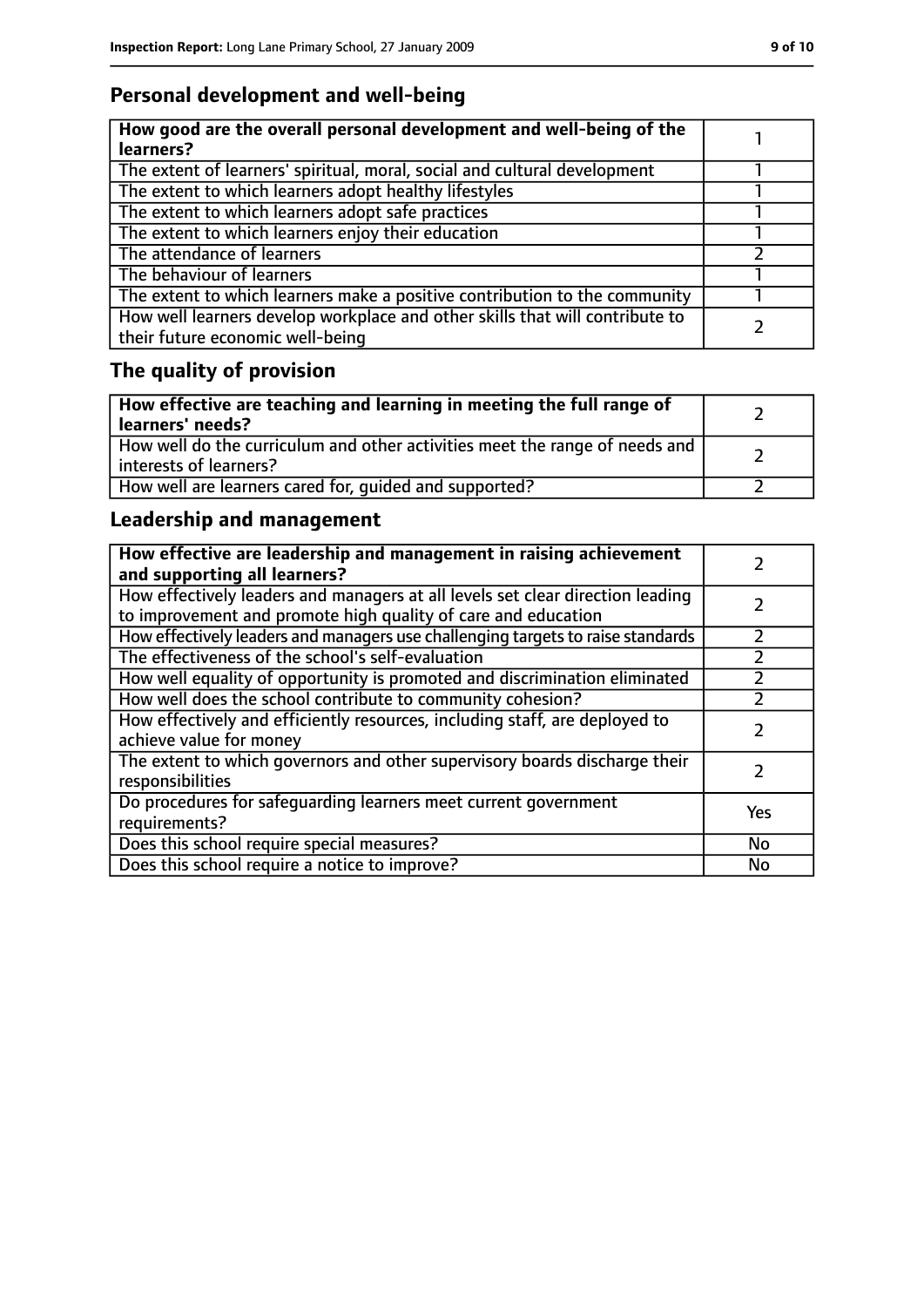## Personal development and well-being

| How good are the overall personal development and well-being of the learners? | 1 |
|---|---|
| The extent of learners' spiritual, moral, social and cultural development | 1 |
| The extent to which learners adopt healthy lifestyles | 1 |
| The extent to which learners adopt safe practices | 1 |
| The extent to which learners enjoy their education | 1 |
| The attendance of learners | 2 |
| The behaviour of learners | 1 |
| The extent to which learners make a positive contribution to the community | 1 |
| How well learners develop workplace and other skills that will contribute to their future economic well-being | 2 |

## The quality of provision

| How effective are teaching and learning in meeting the full range of learners' needs? | 2 |
|---|---|
| How well do the curriculum and other activities meet the range of needs and interests of learners? | 2 |
| How well are learners cared for, guided and supported? | 2 |

## Leadership and management

| How effective are leadership and management in raising achievement and supporting all learners? | 2 |
|---|---|
| How effectively leaders and managers at all levels set clear direction leading to improvement and promote high quality of care and education | 2 |
| How effectively leaders and managers use challenging targets to raise standards | 2 |
| The effectiveness of the school's self-evaluation | 2 |
| How well equality of opportunity is promoted and discrimination eliminated | 2 |
| How well does the school contribute to community cohesion? | 2 |
| How effectively and efficiently resources, including staff, are deployed to achieve value for money | 2 |
| The extent to which governors and other supervisory boards discharge their responsibilities | 2 |
| Do procedures for safeguarding learners meet current government requirements? | Yes |
| Does this school require special measures? | No |
| Does this school require a notice to improve? | No |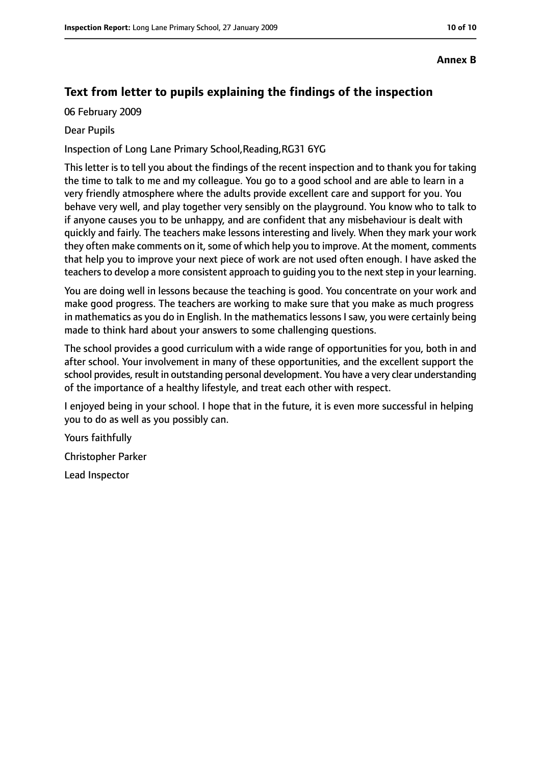**Annex B**

## Text from letter to pupils explaining the findings of the inspection

06 February 2009

Dear Pupils

Inspection of Long Lane Primary School,Reading,RG31 6YG

This letter is to tell you about the findings of the recent inspection and to thank you for taking the time to talk to me and my colleague. You go to a good school and are able to learn in a very friendly atmosphere where the adults provide excellent care and support for you. You behave very well, and play together very sensibly on the playground. You know who to talk to if anyone causes you to be unhappy, and are confident that any misbehaviour is dealt with quickly and fairly. The teachers make lessons interesting and lively. When they mark your work they often make comments on it, some of which help you to improve. At the moment, comments that help you to improve your next piece of work are not used often enough. I have asked the teachers to develop a more consistent approach to guiding you to the next step in your learning.

You are doing well in lessons because the teaching is good. You concentrate on your work and make good progress. The teachers are working to make sure that you make as much progress in mathematics as you do in English. In the mathematics lessons I saw, you were certainly being made to think hard about your answers to some challenging questions.

The school provides a good curriculum with a wide range of opportunities for you, both in and after school. Your involvement in many of these opportunities, and the excellent support the school provides, result in outstanding personal development. You have a very clear understanding of the importance of a healthy lifestyle, and treat each other with respect.

I enjoyed being in your school. I hope that in the future, it is even more successful in helping you to do as well as you possibly can.

Yours faithfully

Christopher Parker

Lead Inspector